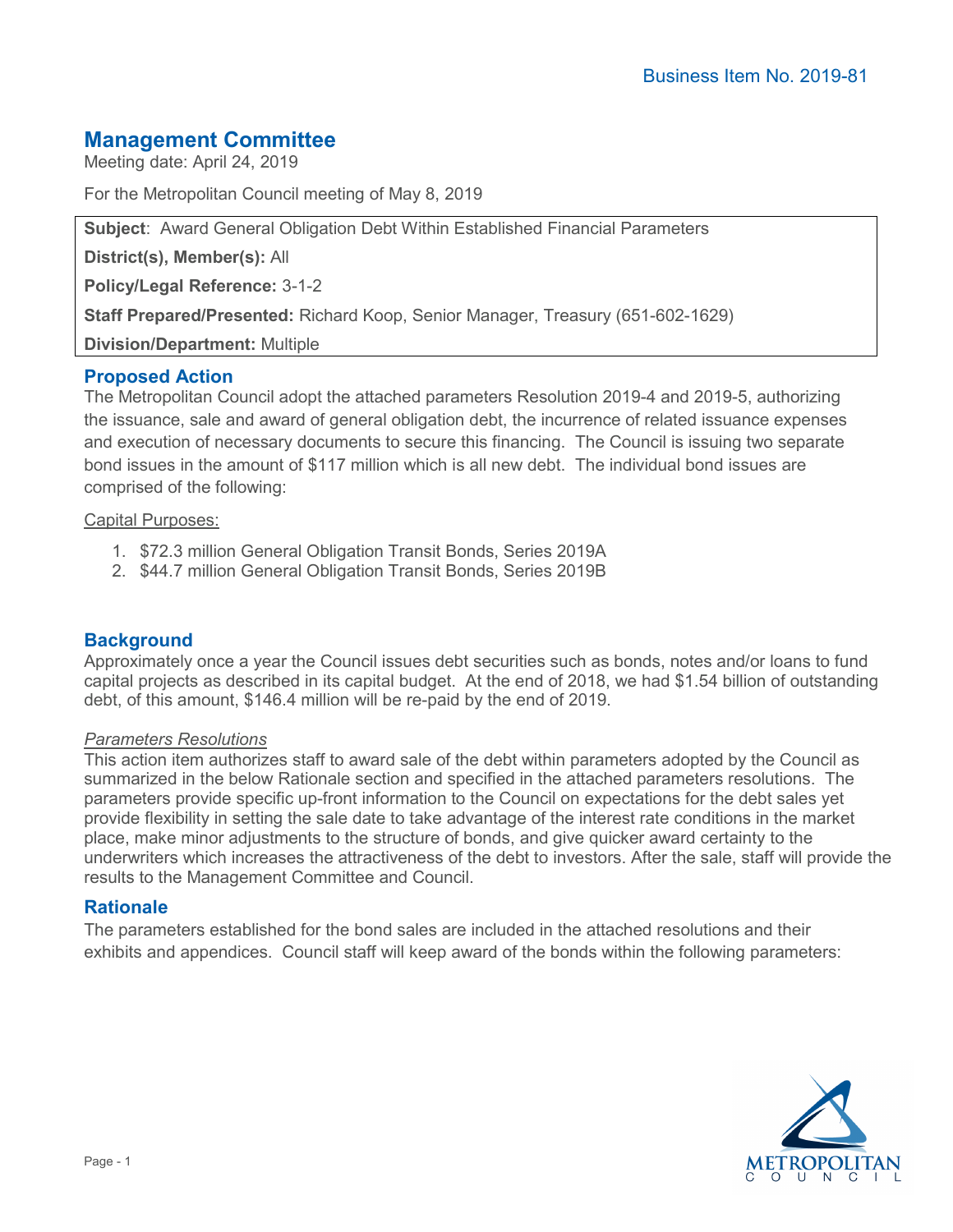Business Item No. 2019-81

# Management Committee

Meeting date: April 24, 2019

For the Metropolitan Council meeting of May 8, 2019

**Subject**: Award General Obligation Debt Within Established Financial Parameters

**District(s), Member(s):** All

**Policy/Legal Reference:** 3-1-2

**Staff Prepared/Presented:** Richard Koop, Senior Manager, Treasury (651-602-1629)

**Division/Department:** Multiple

## Proposed Action

The Metropolitan Council adopt the attached parameters Resolution 2019-4 and 2019-5, authorizing the issuance, sale and award of general obligation debt, the incurrence of related issuance expenses and execution of necessary documents to secure this financing. The Council is issuing two separate bond issues in the amount of $117 million which is all new debt. The individual bond issues are comprised of the following:

Capital Purposes:

1. $72.3 million General Obligation Transit Bonds, Series 2019A
2. $44.7 million General Obligation Transit Bonds, Series 2019B

## Background

Approximately once a year the Council issues debt securities such as bonds, notes and/or loans to fund capital projects as described in its capital budget. At the end of 2018, we had $1.54 billion of outstanding debt, of this amount, $146.4 million will be re-paid by the end of 2019.

*Parameters Resolutions*

This action item authorizes staff to award sale of the debt within parameters adopted by the Council as summarized in the below Rationale section and specified in the attached parameters resolutions. The parameters provide specific up-front information to the Council on expectations for the debt sales yet provide flexibility in setting the sale date to take advantage of the interest rate conditions in the market place, make minor adjustments to the structure of bonds, and give quicker award certainty to the underwriters which increases the attractiveness of the debt to investors. After the sale, staff will provide the results to the Management Committee and Council.

## Rationale

The parameters established for the bond sales are included in the attached resolutions and their exhibits and appendices. Council staff will keep award of the bonds within the following parameters: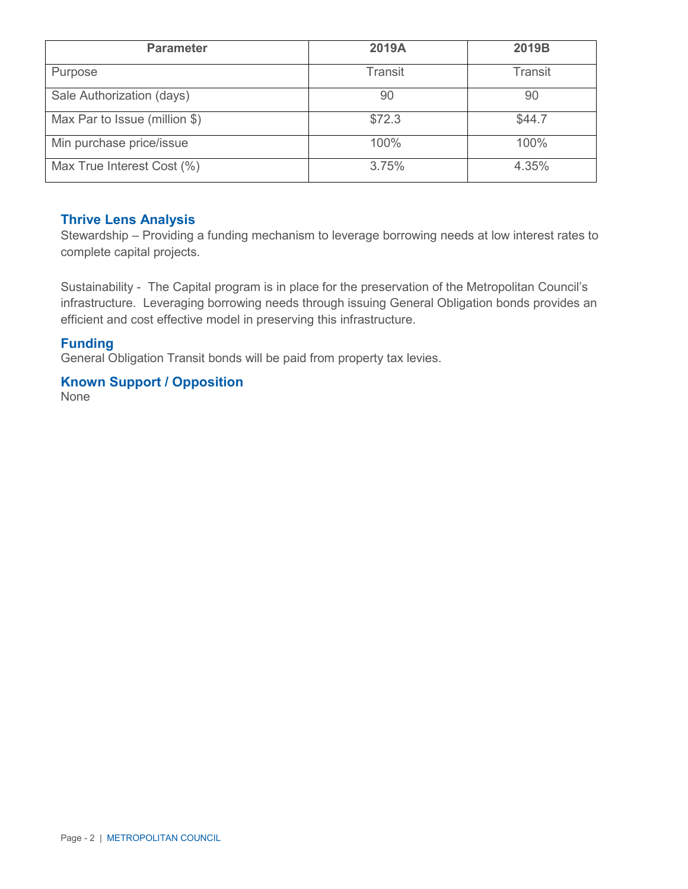| Parameter | 2019A | 2019B |
|---|---|---|
| Purpose | Transit | Transit |
| Sale Authorization (days) | 90 | 90 |
| Max Par to Issue (million $) | $72.3 | $44.7 |
| Min purchase price/issue | 100% | 100% |
| Max True Interest Cost (%) | 3.75% | 4.35% |

## Thrive Lens Analysis

Stewardship – Providing a funding mechanism to leverage borrowing needs at low interest rates to complete capital projects.

Sustainability - The Capital program is in place for the preservation of the Metropolitan Council's infrastructure. Leveraging borrowing needs through issuing General Obligation bonds provides an efficient and cost effective model in preserving this infrastructure.

## Funding

General Obligation Transit bonds will be paid from property tax levies.

## Known Support / Opposition

None